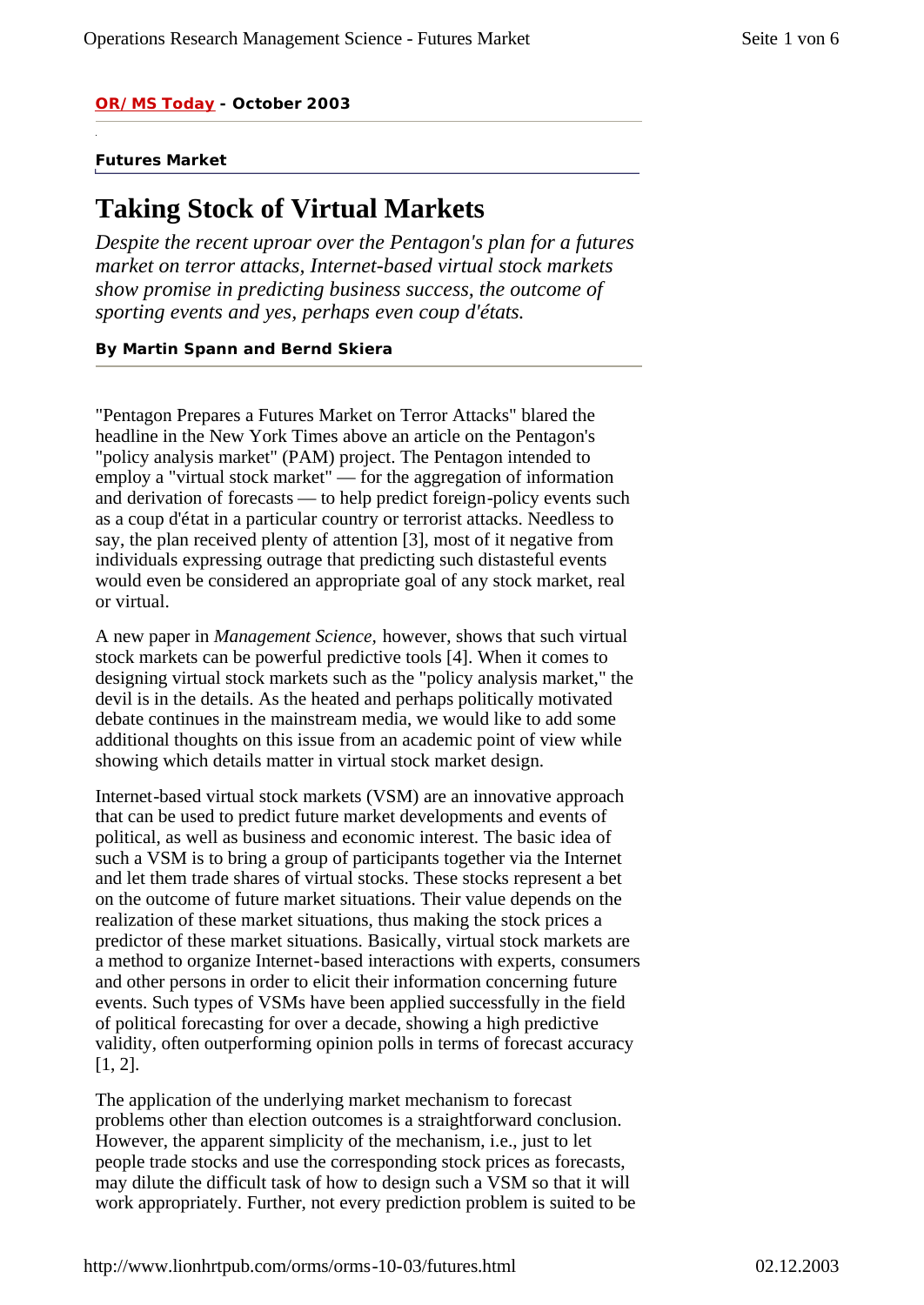**OR/MS Today - October 2003**

**Futures Market**

# Taking Stock of Virtual Markets

*Despite the recent uproar over the Pentagon's plan for a futures market on terror attacks, Internet-based virtual stock markets show promise in predicting business success, the outcome of sporting events and yes, perhaps even coup d'états.*

**By Martin Spann and Bernd Skiera**

"Pentagon Prepares a Futures Market on Terror Attacks" blared the headline in the New York Times above an article on the Pentagon's "policy analysis market" (PAM) project. The Pentagon intended to employ a "virtual stock market" — for the aggregation of information and derivation of forecasts — to help predict foreign-policy events such as a coup d'état in a particular country or terrorist attacks. Needless to say, the plan received plenty of attention [3], most of it negative from individuals expressing outrage that predicting such distasteful events would even be considered an appropriate goal of any stock market, real or virtual.

A new paper in *Management Science,* however, shows that such virtual stock markets can be powerful predictive tools [4]. When it comes to designing virtual stock markets such as the "policy analysis market," the devil is in the details. As the heated and perhaps politically motivated debate continues in the mainstream media, we would like to add some additional thoughts on this issue from an academic point of view while showing which details matter in virtual stock market design.

Internet-based virtual stock markets (VSM) are an innovative approach that can be used to predict future market developments and events of political, as well as business and economic interest. The basic idea of such a VSM is to bring a group of participants together via the Internet and let them trade shares of virtual stocks. These stocks represent a bet on the outcome of future market situations. Their value depends on the realization of these market situations, thus making the stock prices a predictor of these market situations. Basically, virtual stock markets are a method to organize Internet-based interactions with experts, consumers and other persons in order to elicit their information concerning future events. Such types of VSMs have been applied successfully in the field of political forecasting for over a decade, showing a high predictive validity, often outperforming opinion polls in terms of forecast accuracy [1, 2].

The application of the underlying market mechanism to forecast problems other than election outcomes is a straightforward conclusion. However, the apparent simplicity of the mechanism, i.e., just to let people trade stocks and use the corresponding stock prices as forecasts, may dilute the difficult task of how to design such a VSM so that it will work appropriately. Further, not every prediction problem is suited to be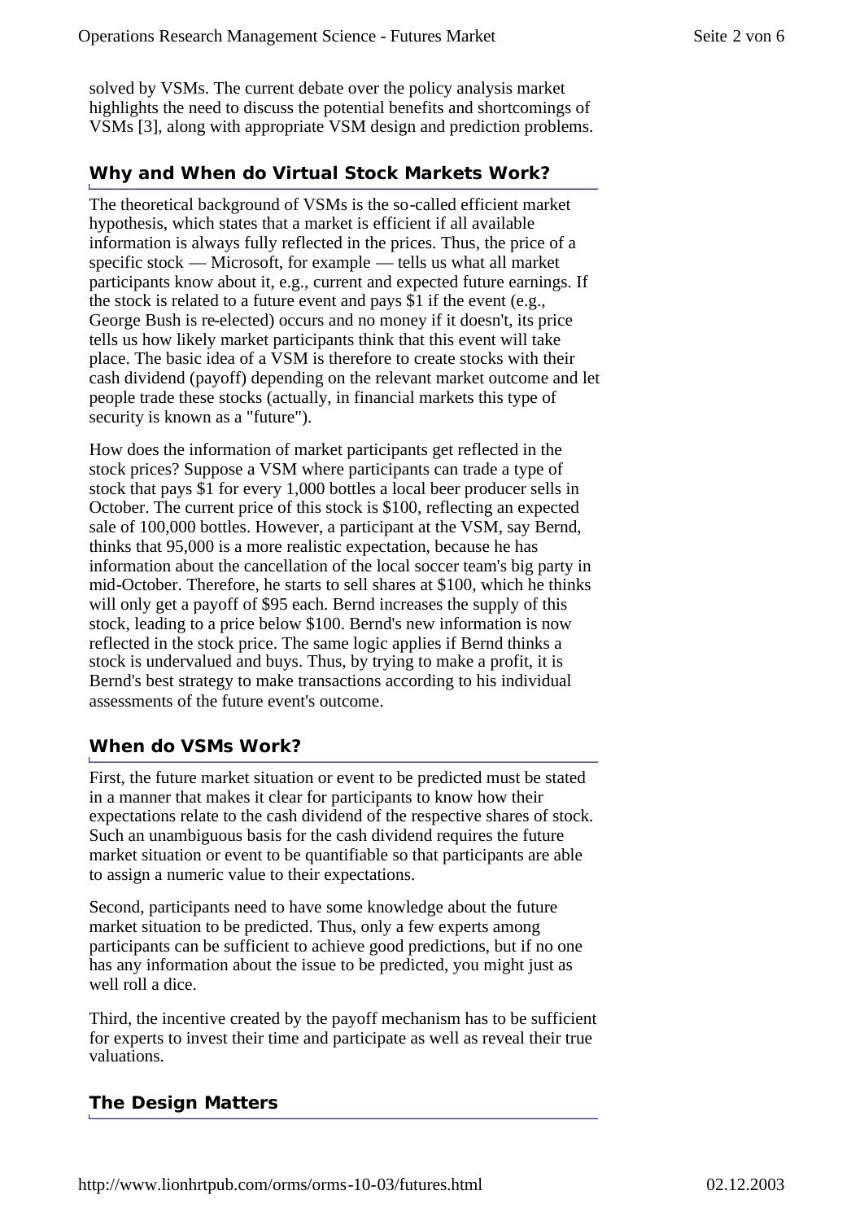solved by VSMs. The current debate over the policy analysis market highlights the need to discuss the potential benefits and shortcomings of VSMs [3], along with appropriate VSM design and prediction problems.

## Why and When do Virtual Stock Markets Work?

The theoretical background of VSMs is the so-called efficient market hypothesis, which states that a market is efficient if all available information is always fully reflected in the prices. Thus, the price of a specific stock — Microsoft, for example — tells us what all market participants know about it, e.g., current and expected future earnings. If the stock is related to a future event and pays $1 if the event (e.g., George Bush is re-elected) occurs and no money if it doesn't, its price tells us how likely market participants think that this event will take place. The basic idea of a VSM is therefore to create stocks with their cash dividend (payoff) depending on the relevant market outcome and let people trade these stocks (actually, in financial markets this type of security is known as a "future").

How does the information of market participants get reflected in the stock prices? Suppose a VSM where participants can trade a type of stock that pays $1 for every 1,000 bottles a local beer producer sells in October. The current price of this stock is $100, reflecting an expected sale of 100,000 bottles. However, a participant at the VSM, say Bernd, thinks that 95,000 is a more realistic expectation, because he has information about the cancellation of the local soccer team's big party in mid-October. Therefore, he starts to sell shares at $100, which he thinks will only get a payoff of $95 each. Bernd increases the supply of this stock, leading to a price below $100. Bernd's new information is now reflected in the stock price. The same logic applies if Bernd thinks a stock is undervalued and buys. Thus, by trying to make a profit, it is Bernd's best strategy to make transactions according to his individual assessments of the future event's outcome.

## When do VSMs Work?

First, the future market situation or event to be predicted must be stated in a manner that makes it clear for participants to know how their expectations relate to the cash dividend of the respective shares of stock. Such an unambiguous basis for the cash dividend requires the future market situation or event to be quantifiable so that participants are able to assign a numeric value to their expectations.

Second, participants need to have some knowledge about the future market situation to be predicted. Thus, only a few experts among participants can be sufficient to achieve good predictions, but if no one has any information about the issue to be predicted, you might just as well roll a dice.

Third, the incentive created by the payoff mechanism has to be sufficient for experts to invest their time and participate as well as reveal their true valuations.

## The Design Matters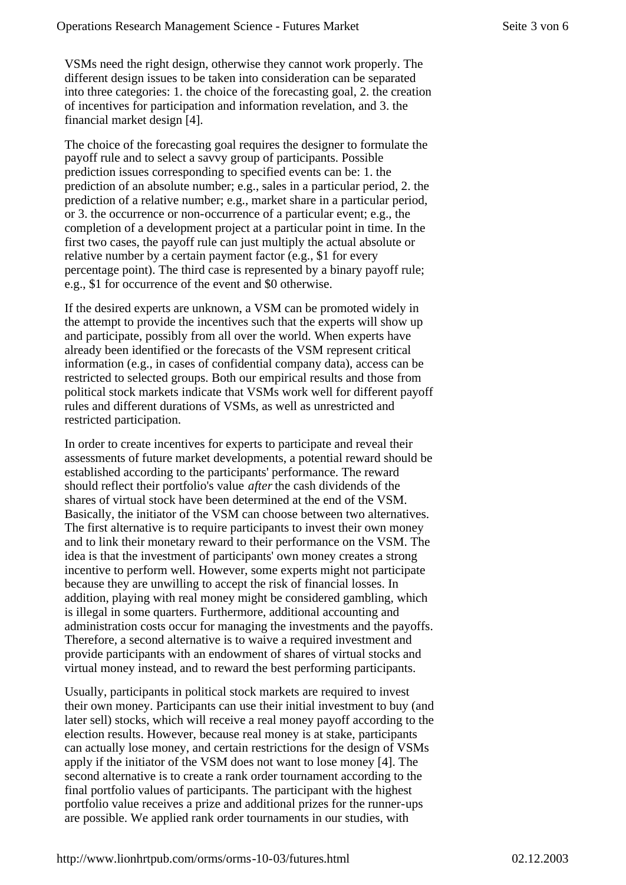VSMs need the right design, otherwise they cannot work properly. The different design issues to be taken into consideration can be separated into three categories: 1. the choice of the forecasting goal, 2. the creation of incentives for participation and information revelation, and 3. the financial market design [4].

The choice of the forecasting goal requires the designer to formulate the payoff rule and to select a savvy group of participants. Possible prediction issues corresponding to specified events can be: 1. the prediction of an absolute number; e.g., sales in a particular period, 2. the prediction of a relative number; e.g., market share in a particular period, or 3. the occurrence or non-occurrence of a particular event; e.g., the completion of a development project at a particular point in time. In the first two cases, the payoff rule can just multiply the actual absolute or relative number by a certain payment factor (e.g., $1 for every percentage point). The third case is represented by a binary payoff rule; e.g., $1 for occurrence of the event and $0 otherwise.

If the desired experts are unknown, a VSM can be promoted widely in the attempt to provide the incentives such that the experts will show up and participate, possibly from all over the world. When experts have already been identified or the forecasts of the VSM represent critical information (e.g., in cases of confidential company data), access can be restricted to selected groups. Both our empirical results and those from political stock markets indicate that VSMs work well for different payoff rules and different durations of VSMs, as well as unrestricted and restricted participation.

In order to create incentives for experts to participate and reveal their assessments of future market developments, a potential reward should be established according to the participants' performance. The reward should reflect their portfolio's value *after* the cash dividends of the shares of virtual stock have been determined at the end of the VSM. Basically, the initiator of the VSM can choose between two alternatives. The first alternative is to require participants to invest their own money and to link their monetary reward to their performance on the VSM. The idea is that the investment of participants' own money creates a strong incentive to perform well. However, some experts might not participate because they are unwilling to accept the risk of financial losses. In addition, playing with real money might be considered gambling, which is illegal in some quarters. Furthermore, additional accounting and administration costs occur for managing the investments and the payoffs. Therefore, a second alternative is to waive a required investment and provide participants with an endowment of shares of virtual stocks and virtual money instead, and to reward the best performing participants.

Usually, participants in political stock markets are required to invest their own money. Participants can use their initial investment to buy (and later sell) stocks, which will receive a real money payoff according to the election results. However, because real money is at stake, participants can actually lose money, and certain restrictions for the design of VSMs apply if the initiator of the VSM does not want to lose money [4]. The second alternative is to create a rank order tournament according to the final portfolio values of participants. The participant with the highest portfolio value receives a prize and additional prizes for the runner-ups are possible. We applied rank order tournaments in our studies, with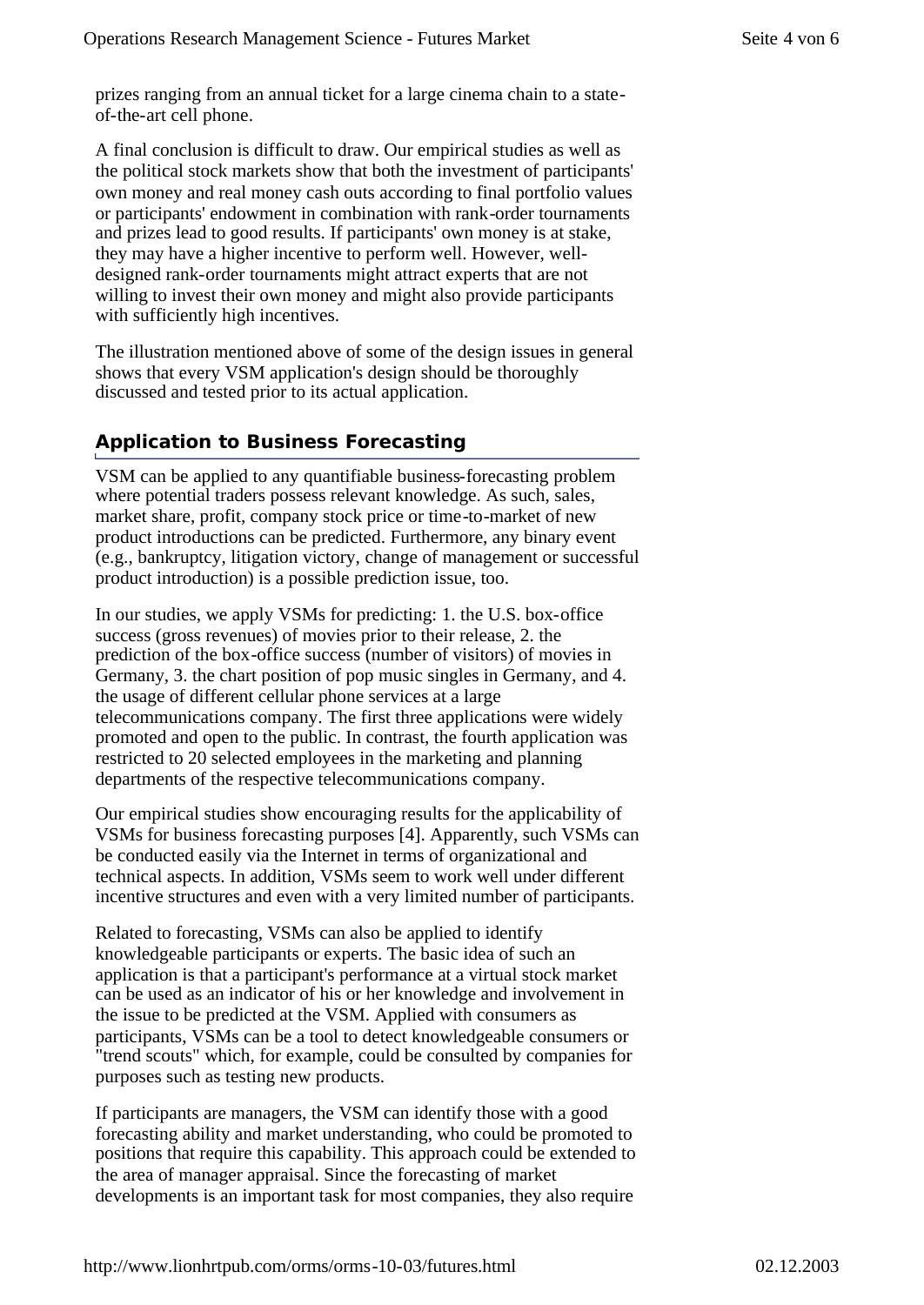prizes ranging from an annual ticket for a large cinema chain to a state-of-the-art cell phone.

A final conclusion is difficult to draw. Our empirical studies as well as the political stock markets show that both the investment of participants' own money and real money cash outs according to final portfolio values or participants' endowment in combination with rank-order tournaments and prizes lead to good results. If participants' own money is at stake, they may have a higher incentive to perform well. However, well-designed rank-order tournaments might attract experts that are not willing to invest their own money and might also provide participants with sufficiently high incentives.

The illustration mentioned above of some of the design issues in general shows that every VSM application's design should be thoroughly discussed and tested prior to its actual application.

## Application to Business Forecasting

VSM can be applied to any quantifiable business-forecasting problem where potential traders possess relevant knowledge. As such, sales, market share, profit, company stock price or time-to-market of new product introductions can be predicted. Furthermore, any binary event (e.g., bankruptcy, litigation victory, change of management or successful product introduction) is a possible prediction issue, too.

In our studies, we apply VSMs for predicting: 1. the U.S. box-office success (gross revenues) of movies prior to their release, 2. the prediction of the box-office success (number of visitors) of movies in Germany, 3. the chart position of pop music singles in Germany, and 4. the usage of different cellular phone services at a large telecommunications company. The first three applications were widely promoted and open to the public. In contrast, the fourth application was restricted to 20 selected employees in the marketing and planning departments of the respective telecommunications company.

Our empirical studies show encouraging results for the applicability of VSMs for business forecasting purposes [4]. Apparently, such VSMs can be conducted easily via the Internet in terms of organizational and technical aspects. In addition, VSMs seem to work well under different incentive structures and even with a very limited number of participants.

Related to forecasting, VSMs can also be applied to identify knowledgeable participants or experts. The basic idea of such an application is that a participant's performance at a virtual stock market can be used as an indicator of his or her knowledge and involvement in the issue to be predicted at the VSM. Applied with consumers as participants, VSMs can be a tool to detect knowledgeable consumers or "trend scouts" which, for example, could be consulted by companies for purposes such as testing new products.

If participants are managers, the VSM can identify those with a good forecasting ability and market understanding, who could be promoted to positions that require this capability. This approach could be extended to the area of manager appraisal. Since the forecasting of market developments is an important task for most companies, they also require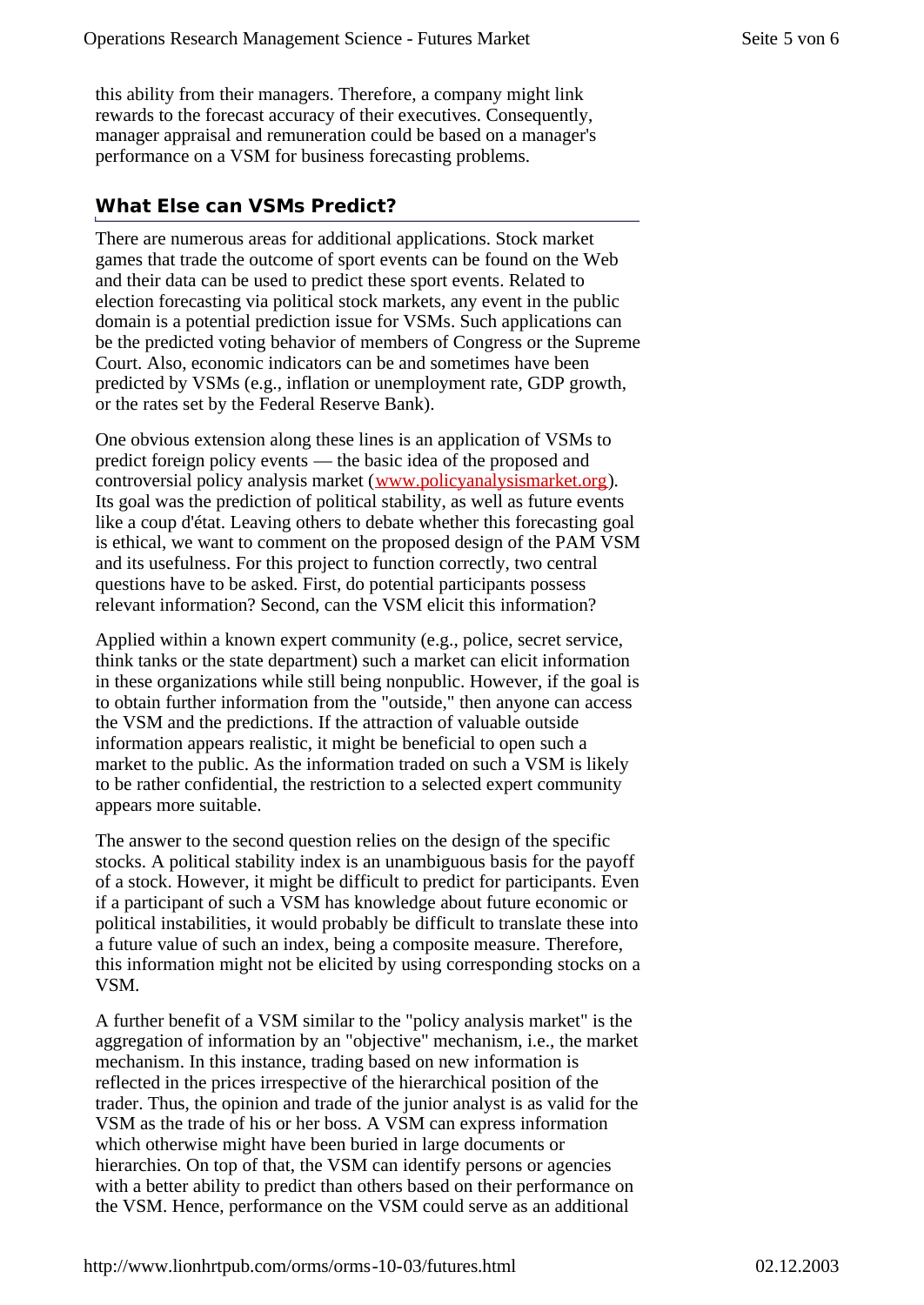this ability from their managers. Therefore, a company might link rewards to the forecast accuracy of their executives. Consequently, manager appraisal and remuneration could be based on a manager's performance on a VSM for business forecasting problems.

## What Else can VSMs Predict?

There are numerous areas for additional applications. Stock market games that trade the outcome of sport events can be found on the Web and their data can be used to predict these sport events. Related to election forecasting via political stock markets, any event in the public domain is a potential prediction issue for VSMs. Such applications can be the predicted voting behavior of members of Congress or the Supreme Court. Also, economic indicators can be and sometimes have been predicted by VSMs (e.g., inflation or unemployment rate, GDP growth, or the rates set by the Federal Reserve Bank).

One obvious extension along these lines is an application of VSMs to predict foreign policy events — the basic idea of the proposed and controversial policy analysis market (www.policyanalysismarket.org). Its goal was the prediction of political stability, as well as future events like a coup d'état. Leaving others to debate whether this forecasting goal is ethical, we want to comment on the proposed design of the PAM VSM and its usefulness. For this project to function correctly, two central questions have to be asked. First, do potential participants possess relevant information? Second, can the VSM elicit this information?

Applied within a known expert community (e.g., police, secret service, think tanks or the state department) such a market can elicit information in these organizations while still being nonpublic. However, if the goal is to obtain further information from the "outside," then anyone can access the VSM and the predictions. If the attraction of valuable outside information appears realistic, it might be beneficial to open such a market to the public. As the information traded on such a VSM is likely to be rather confidential, the restriction to a selected expert community appears more suitable.

The answer to the second question relies on the design of the specific stocks. A political stability index is an unambiguous basis for the payoff of a stock. However, it might be difficult to predict for participants. Even if a participant of such a VSM has knowledge about future economic or political instabilities, it would probably be difficult to translate these into a future value of such an index, being a composite measure. Therefore, this information might not be elicited by using corresponding stocks on a VSM.

A further benefit of a VSM similar to the "policy analysis market" is the aggregation of information by an "objective" mechanism, i.e., the market mechanism. In this instance, trading based on new information is reflected in the prices irrespective of the hierarchical position of the trader. Thus, the opinion and trade of the junior analyst is as valid for the VSM as the trade of his or her boss. A VSM can express information which otherwise might have been buried in large documents or hierarchies. On top of that, the VSM can identify persons or agencies with a better ability to predict than others based on their performance on the VSM. Hence, performance on the VSM could serve as an additional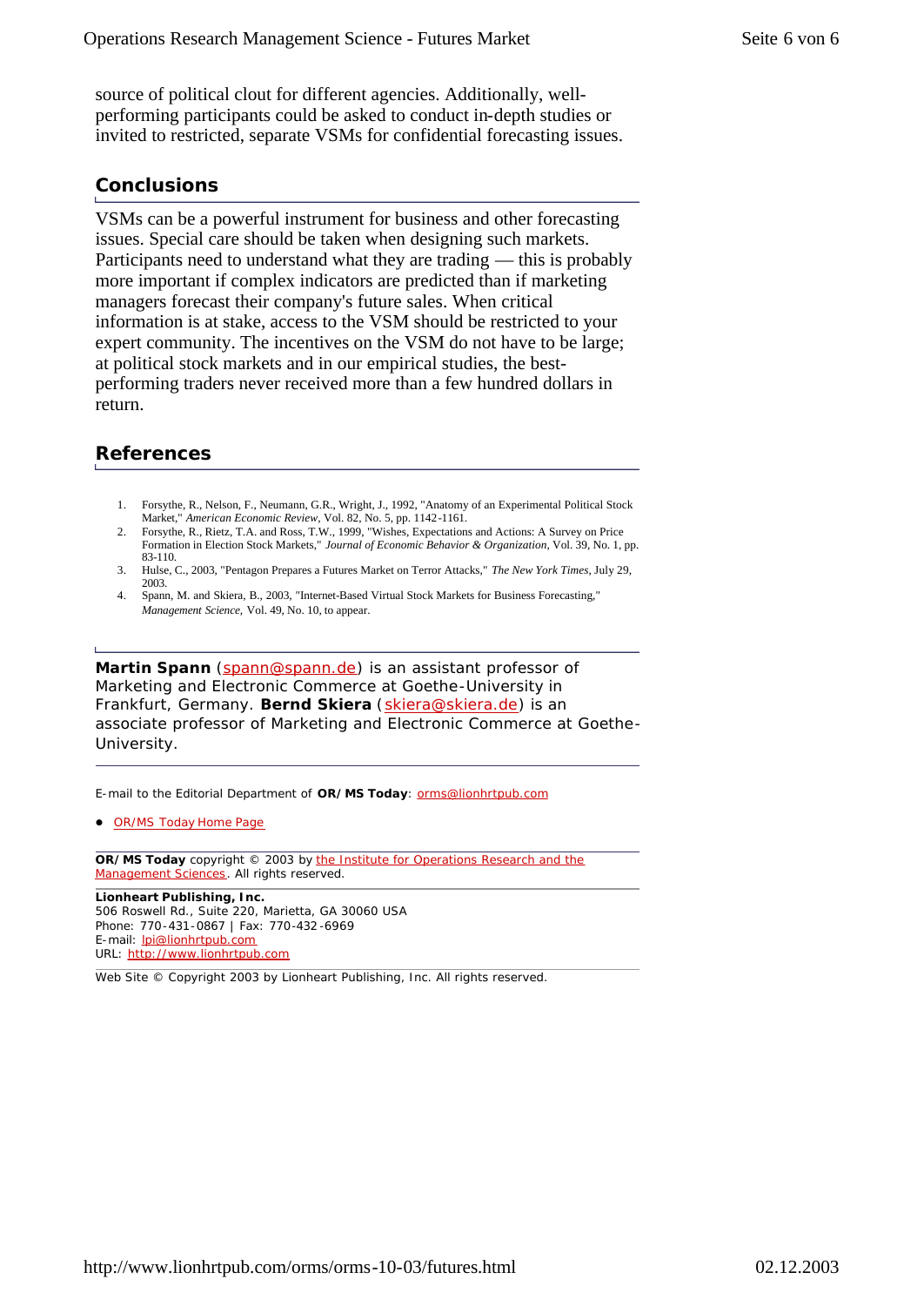source of political clout for different agencies. Additionally, well-performing participants could be asked to conduct in-depth studies or invited to restricted, separate VSMs for confidential forecasting issues.

## Conclusions

VSMs can be a powerful instrument for business and other forecasting issues. Special care should be taken when designing such markets. Participants need to understand what they are trading — this is probably more important if complex indicators are predicted than if marketing managers forecast their company's future sales. When critical information is at stake, access to the VSM should be restricted to your expert community. The incentives on the VSM do not have to be large; at political stock markets and in our empirical studies, the best-performing traders never received more than a few hundred dollars in return.

## References

1. Forsythe, R., Nelson, F., Neumann, G.R., Wright, J., 1992, "Anatomy of an Experimental Political Stock Market," *American Economic Review*, Vol. 82, No. 5, pp. 1142-1161.
2. Forsythe, R., Rietz, T.A. and Ross, T.W., 1999, "Wishes, Expectations and Actions: A Survey on Price Formation in Election Stock Markets," *Journal of Economic Behavior & Organization*, Vol. 39, No. 1, pp. 83-110.
3. Hulse, C., 2003, "Pentagon Prepares a Futures Market on Terror Attacks," *The New York Times*, July 29, 2003.
4. Spann, M. and Skiera, B., 2003, "Internet-Based Virtual Stock Markets for Business Forecasting," *Management Science,* Vol. 49, No. 10, to appear.

---

**Martin Spann** (spann@spann.de) is an assistant professor of Marketing and Electronic Commerce at Goethe-University in Frankfurt, Germany. **Bernd Skiera** (skiera@skiera.de) is an associate professor of Marketing and Electronic Commerce at Goethe-University.

---

E-mail to the Editorial Department of **OR/MS Today**: orms@lionhrtpub.com

- OR/MS Today Home Page

**OR/MS Today** copyright © 2003 by the Institute for Operations Research and the Management Sciences. All rights reserved.

**Lionheart Publishing, Inc.**
506 Roswell Rd., Suite 220, Marietta, GA 30060 USA
Phone: 770-431-0867 | Fax: 770-432-6969
E-mail: lpi@lionhrtpub.com
URL: http://www.lionhrtpub.com

Web Site © Copyright 2003 by Lionheart Publishing, Inc. All rights reserved.